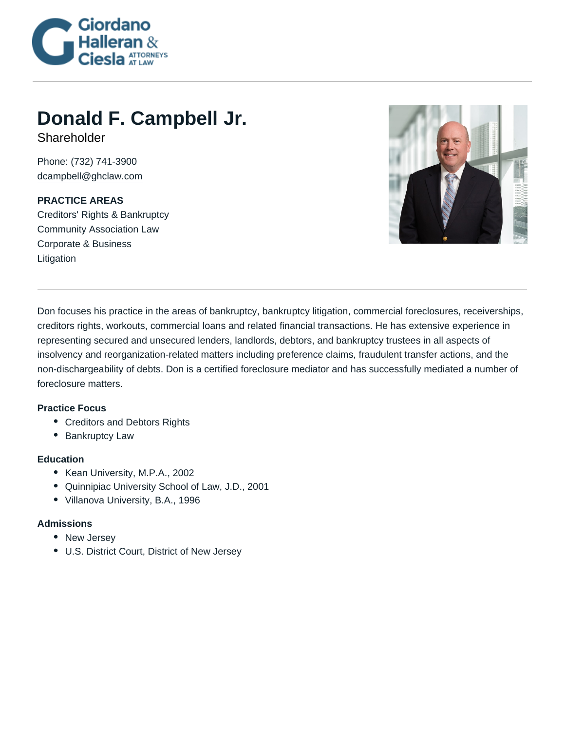Giordano Halleran & Ciesla ATTORNEYS AT LAW

# Donald F. Campbell Jr.

Shareholder

Phone: (732) 741-3900
dcampbell@ghclaw.com

**PRACTICE AREAS**
Creditors' Rights & Bankruptcy
Community Association Law
Corporate & Business
Litigation

Don focuses his practice in the areas of bankruptcy, bankruptcy litigation, commercial foreclosures, receiverships, creditors rights, workouts, commercial loans and related financial transactions. He has extensive experience in representing secured and unsecured lenders, landlords, debtors, and bankruptcy trustees in all aspects of insolvency and reorganization-related matters including preference claims, fraudulent transfer actions, and the non-dischargeability of debts. Don is a certified foreclosure mediator and has successfully mediated a number of foreclosure matters.

### Practice Focus

- Creditors and Debtors Rights
- Bankruptcy Law

### Education

- Kean University, M.P.A., 2002
- Quinnipiac University School of Law, J.D., 2001
- Villanova University, B.A., 1996

### Admissions

- New Jersey
- U.S. District Court, District of New Jersey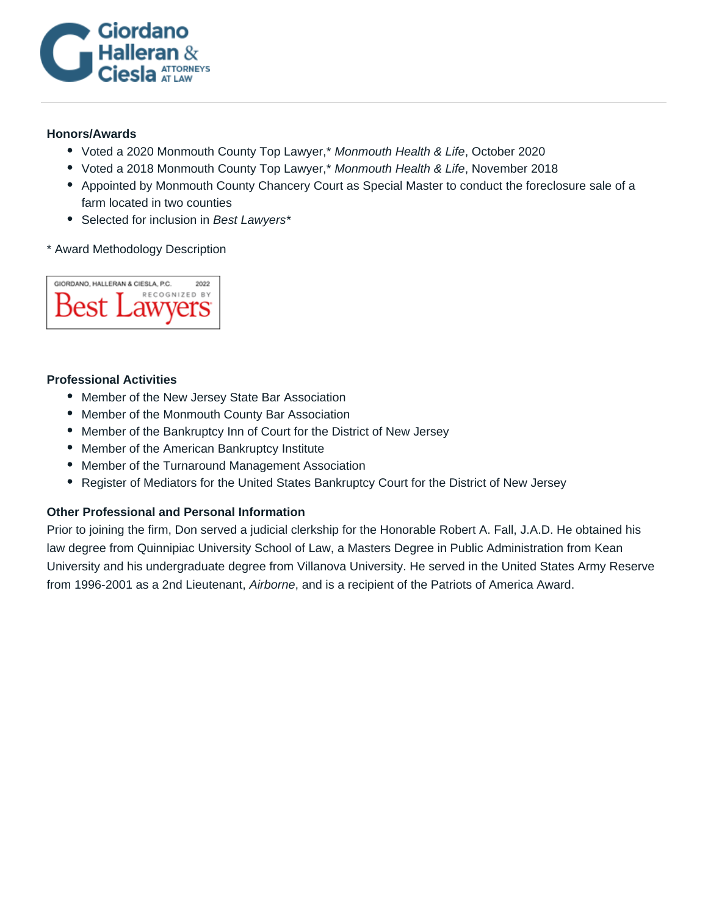### Honors/Awards

- Voted a 2020 Monmouth County Top Lawyer,* *Monmouth Health & Life*, October 2020
- Voted a 2018 Monmouth County Top Lawyer,* *Monmouth Health & Life*, November 2018
- Appointed by Monmouth County Chancery Court as Special Master to conduct the foreclosure sale of a farm located in two counties
- Selected for inclusion in *Best Lawyers**

* Award Methodology Description

GIORDANO, HALLERAN & CIESLA, P.C. 2022
RECOGNIZED BY
Best Lawyers

### Professional Activities

- Member of the New Jersey State Bar Association
- Member of the Monmouth County Bar Association
- Member of the Bankruptcy Inn of Court for the District of New Jersey
- Member of the American Bankruptcy Institute
- Member of the Turnaround Management Association
- Register of Mediators for the United States Bankruptcy Court for the District of New Jersey

### Other Professional and Personal Information

Prior to joining the firm, Don served a judicial clerkship for the Honorable Robert A. Fall, J.A.D. He obtained his law degree from Quinnipiac University School of Law, a Masters Degree in Public Administration from Kean University and his undergraduate degree from Villanova University. He served in the United States Army Reserve from 1996-2001 as a 2nd Lieutenant, *Airborne*, and is a recipient of the Patriots of America Award.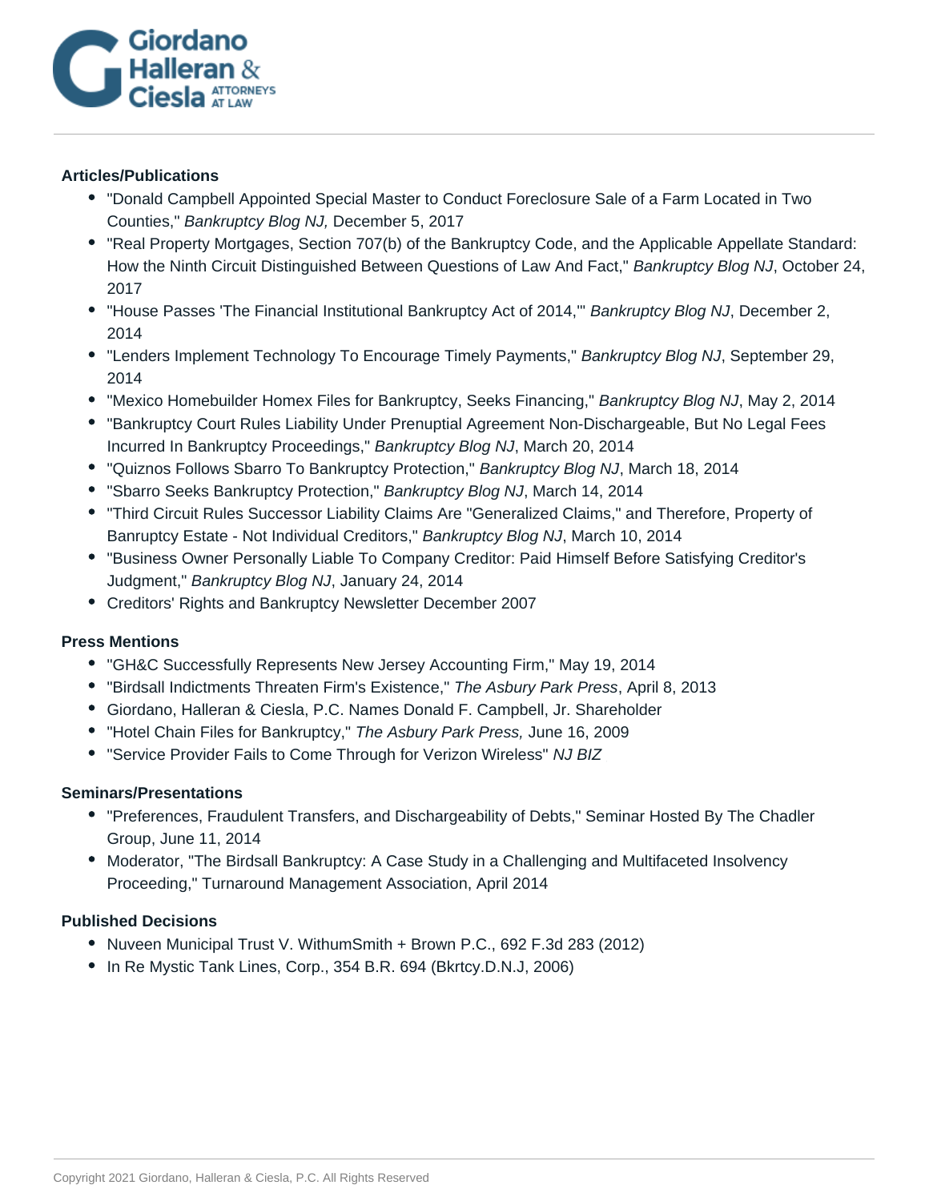**Articles/Publications**

- "Donald Campbell Appointed Special Master to Conduct Foreclosure Sale of a Farm Located in Two Counties," *Bankruptcy Blog NJ,* December 5, 2017
- "Real Property Mortgages, Section 707(b) of the Bankruptcy Code, and the Applicable Appellate Standard: How the Ninth Circuit Distinguished Between Questions of Law And Fact," *Bankruptcy Blog NJ*, October 24, 2017
- "House Passes 'The Financial Institutional Bankruptcy Act of 2014,'" *Bankruptcy Blog NJ*, December 2, 2014
- "Lenders Implement Technology To Encourage Timely Payments," *Bankruptcy Blog NJ*, September 29, 2014
- "Mexico Homebuilder Homex Files for Bankruptcy, Seeks Financing," *Bankruptcy Blog NJ*, May 2, 2014
- "Bankruptcy Court Rules Liability Under Prenuptial Agreement Non-Dischargeable, But No Legal Fees Incurred In Bankruptcy Proceedings," *Bankruptcy Blog NJ*, March 20, 2014
- "Quiznos Follows Sbarro To Bankruptcy Protection," *Bankruptcy Blog NJ*, March 18, 2014
- "Sbarro Seeks Bankruptcy Protection," *Bankruptcy Blog NJ*, March 14, 2014
- "Third Circuit Rules Successor Liability Claims Are "Generalized Claims," and Therefore, Property of Banruptcy Estate - Not Individual Creditors," *Bankruptcy Blog NJ*, March 10, 2014
- "Business Owner Personally Liable To Company Creditor: Paid Himself Before Satisfying Creditor's Judgment," *Bankruptcy Blog NJ*, January 24, 2014
- Creditors' Rights and Bankruptcy Newsletter December 2007

**Press Mentions**

- "GH&C Successfully Represents New Jersey Accounting Firm," May 19, 2014
- "Birdsall Indictments Threaten Firm's Existence," *The Asbury Park Press*, April 8, 2013
- Giordano, Halleran & Ciesla, P.C. Names Donald F. Campbell, Jr. Shareholder
- "Hotel Chain Files for Bankruptcy," *The Asbury Park Press,* June 16, 2009
- "Service Provider Fails to Come Through for Verizon Wireless" *NJ BIZ*

**Seminars/Presentations**

- "Preferences, Fraudulent Transfers, and Dischargeability of Debts," Seminar Hosted By The Chadler Group, June 11, 2014
- Moderator, "The Birdsall Bankruptcy: A Case Study in a Challenging and Multifaceted Insolvency Proceeding," Turnaround Management Association, April 2014

**Published Decisions**

- Nuveen Municipal Trust V. WithumSmith + Brown P.C., 692 F.3d 283 (2012)
- In Re Mystic Tank Lines, Corp., 354 B.R. 694 (Bkrtcy.D.N.J, 2006)